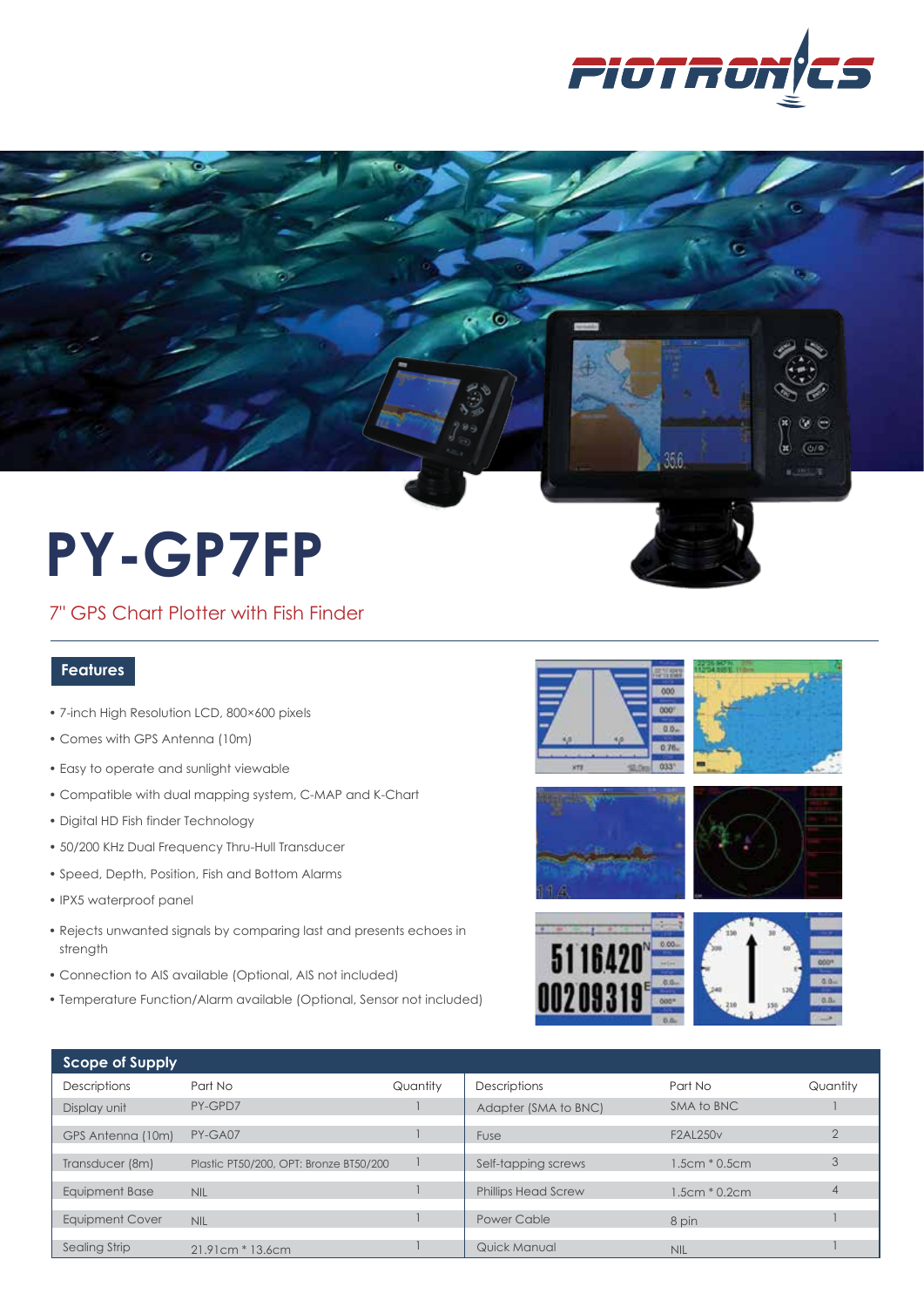# PY-GP7FP

7" GPS Chart Plotter with Fish Finder

## Features

- 7-inch High Resolution LCD, 800×600 pixels
- Comes with GPS Antenna (10m)
- Easy to operate and sunlight viewable
- Compatible with dual mapping system, C-MAP and K-Chart
- Digital HD Fish finder Technology
- 50/200 KHz Dual Frequency Thru-Hull Transducer
- Speed, Depth, Position, Fish and Bottom Alarms
- IPX5 waterproof panel
- Rejects unwanted signals by comparing last and presents echoes in strength
- Connection to AIS available (Optional, AIS not included)
- Temperature Function/Alarm available (Optional, Sensor not included)

## Scope of Supply

| Descriptions | Part No | Quantity | Descriptions | Part No | Quantity |
|---|---|---|---|---|---|
| Display unit | PY-GPD7 | 1 | Adapter (SMA to BNC) | SMA to BNC | 1 |
| GPS Antenna (10m) | PY-GA07 | 1 | Fuse | F2AL250v | 2 |
| Transducer (8m) | Plastic PT50/200, OPT: Bronze BT50/200 | 1 | Self-tapping screws | 1.5cm * 0.5cm | 3 |
| Equipment Base | NIL | 1 | Phillips Head Screw | 1.5cm * 0.2cm | 4 |
| Equipment Cover | NIL | 1 | Power Cable | 8 pin | 1 |
| Sealing Strip | 21.91cm * 13.6cm | 1 | Quick Manual | NIL | 1 |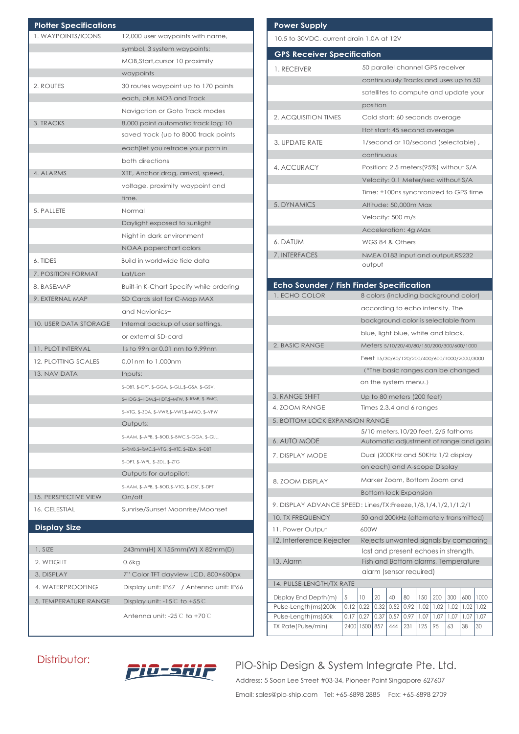## Plotter Specifications

| | |
|---|---|
| 1. WAYPOINTS/ICONS | 12,000 user waypoints with name, symbol, 3 system waypoints: MOB,Start,cursor 10 proximity waypoints |
| 2. ROUTES | 30 routes waypoint up to 170 points each, plus MOB and Track Navigation or Goto Track modes |
| 3. TRACKS | 8,000 point automatic track log; 10 saved track (up to 8000 track points each)let you retrace your path in both directions |
| 4. ALARMS | XTE, Anchor drag, arrival, speed, voltage, proximity waypoint and time. |
| 5. PALLETE | Normal<br>Daylight exposed to sunlight<br>Night in dark environment<br>NOAA paperchart colors |
| 6. TIDES | Build in worldwide tide data |
| 7. POSITION FORMAT | Lat/Lon |
| 8. BASEMAP | Built-in K-Chart Specify while ordering |
| 9. EXTERNAL MAP | SD Cards slot for C-Map MAX and Navionics+ |
| 10. USER DATA STORAGE | Internal backup of user settings, or external SD-card |
| 11. PLOT INTERVAL | 1s to 99h or 0.01 nm to 9.99nm |
| 12. PLOTTING SCALES | 0.01nm to 1,000nm |
| 13. NAV DATA | Inputs:<br>$--DBT, $--DPT, $--GGA, $--GLL,$--GSA, $--GSV,<br>$--HDG,$--HDM,$--HDT,$--MTW, $--RMB, $--RMC,<br>$--VTG, $--ZDA, $--VWR,$--VWT,$--MWD, $--VPW<br>Outputs:<br>$--AAM, $--APB, $--BOD,$--BWC,$--GGA, $--GLL,<br>$--RMB,$--RMC,$--VTG, $--XTE, $--ZDA, $--DBT<br>$--DPT, $--WPL, $--ZDL, $--ZTG<br>Outputs for autopilot:<br>$--AAM, $--APB, $--BOD,$--VTG, $--DBT, $--DPT |
| 15. PERSPECTIVE VIEW | On/off |
| 16. CELESTIAL | Sunrise/Sunset Moonrise/Moonset |

## Display Size

| | |
|---|---|
| 1. SIZE | 243mm(H) X 155mm(W) X 82mm(D) |
| 2. WEIGHT | 0.6kg |
| 3. DISPLAY | 7" Color TFT dayview LCD, 800×600px |
| 4. WATERPROOFING | Display unit: IP67 / Antenna unit: IP66 |
| 5. TEMPERATURE RANGE | Display unit: -15℃ to +55℃<br>Antenna unit: -25℃ to +70℃ |

## Power Supply

10.5 to 30VDC, current drain 1.0A at 12V

## GPS Receiver Specification

| | |
|---|---|
| 1. RECEIVER | 50 parallel channel GPS receiver continuously Tracks and uses up to 50 satellites to compute and update your position |
| 2. ACQUISITION TIMES | Cold start: 60 seconds average<br>Hot start: 45 second average |
| 3. UPDATE RATE | 1/second or 10/second (selectable), continuous |
| 4. ACCURACY | Position: 2.5 meters(95%) without S/A<br>Velocity: 0.1 Meter/sec without S/A<br>Time: ±100ns synchronized to GPS time |
| 5. DYNAMICS | Altitude: 50,000m Max<br>Velocity: 500 m/s<br>Acceleration: 4g Max |
| 6. DATUM | WGS 84 & Others |
| 7. INTERFACES | NMEA 0183 input and output,RS232 output |

## Echo Sounder / Fish Finder Specification

| | |
|---|---|
| 1. ECHO COLOR | 8 colors (including background color) according to echo intensity. The background color is selectable from blue, light blue, white and black. |
| 2. BASIC RANGE | Meters 5/10/20/40/80/150/200/300/600/1000<br>Feet 15/30/60/120/200/400/600/1000/2000/3000<br>(*The basic ranges can be changed on the system menu.) |
| 3. RANGE SHIFT | Up to 80 meters (200 feet) |
| 4. ZOOM RANGE | Times 2,3,4 and 6 ranges |
| 5. BOTTOM LOCK EXPANSION RANGE | 5/10 meters,10/20 feet, 2/5 fathoms |
| 6. AUTO MODE | Automatic adjustment of range and gain |
| 7. DISPLAY MODE | Dual (200KHz and 50KHz 1/2 display on each) and A-scope Display |
| 8. ZOOM DISPLAY | Marker Zoom, Bottom Zoom and Bottom-lock Expansion |
| 9. DISPLAY ADVANCE SPEED | Lines/TX:Freeze,1/8,1/4,1/2,1/1,2/1 |
| 10. TX FREQUENCY | 50 and 200kHz (alternately transmitted) |
| 11. Power Output | 600W |
| 12. Interference Rejecter | Rejects unwanted signals by comparing last and present echoes in strength. |
| 13. Alarm | Fish and Bottom alarms, Temperature alarm (sensor required) |

14. PULSE-LENGTH/TX RATE

| Display End Depth(m) | 5 | 10 | 20 | 40 | 80 | 150 | 200 | 300 | 600 | 1000 |
|---|---|---|---|---|---|---|---|---|---|---|
| Pulse-Length(ms)200k | 0.12 | 0.22 | 0.32 | 0.52 | 0.92 | 1.02 | 1.02 | 1.02 | 1.02 | 1.02 |
| Pulse-Length(ms)50k | 0.17 | 0.27 | 0.37 | 0.57 | 0.97 | 1.07 | 1.07 | 1.07 | 1.07 | 1.07 |
| TX Rate(Pulse/min) | 2400 | 1500 | 857 | 444 | 231 | 125 | 95 | 63 | 38 | 30 |

Distributor:

PIO-SHIP

PIO-Ship Design & System Integrate Pte. Ltd.

Address: 5 Soon Lee Street #03-34, Pioneer Point Singapore 627607

Email: sales@pio-ship.com Tel: +65-6898 2885 Fax: +65-6898 2709